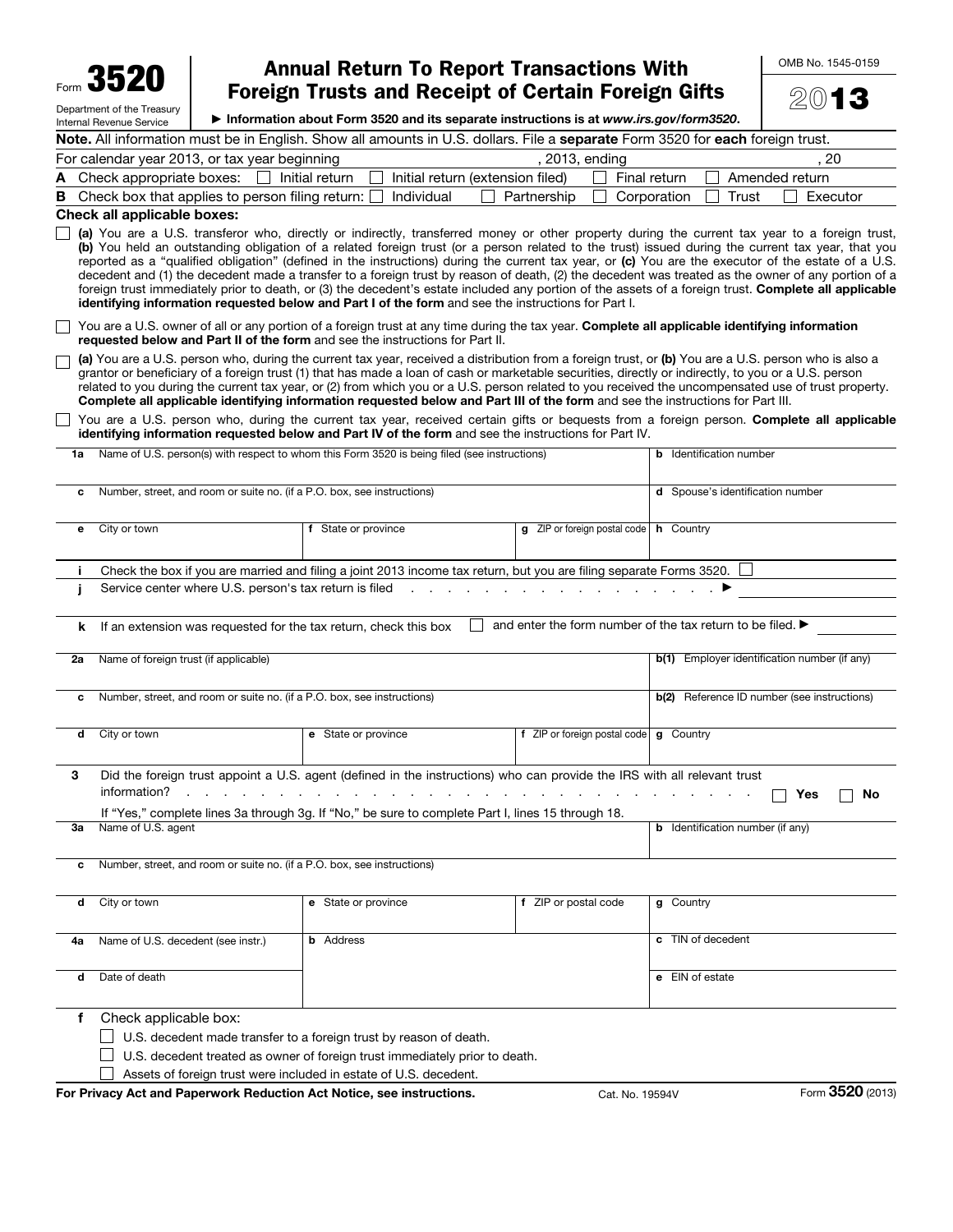Form **3520**

Department of the Treasury
Internal Revenue Service

# Annual Return To Report Transactions With Foreign Trusts and Receipt of Certain Foreign Gifts

► **Information about Form 3520 and its separate instructions is at *www.irs.gov/form3520*.**

OMB No. 1545-0159

**2013**

**Note.** All information must be in English. Show all amounts in U.S. dollars. File a **separate** Form 3520 for **each** foreign trust.

For calendar year 2013, or tax year beginning ____________, 2013, ending ____________, 20____

**A** Check appropriate boxes: ☐ Initial return ☐ Initial return (extension filed) ☐ Final return ☐ Amended return

**B** Check box that applies to person filing return: ☐ Individual ☐ Partnership ☐ Corporation ☐ Trust ☐ Executor

**Check all applicable boxes:**

☐ **(a)** You are a U.S. transferor who, directly or indirectly, transferred money or other property during the current tax year to a foreign trust, **(b)** You held an outstanding obligation of a related foreign trust (or a person related to the trust) issued during the current tax year, that you reported as a "qualified obligation" (defined in the instructions) during the current tax year, or **(c)** You are the executor of the estate of a U.S. decedent and (1) the decedent made a transfer to a foreign trust by reason of death, (2) the decedent was treated as the owner of any portion of a foreign trust immediately prior to death, or (3) the decedent's estate included any portion of the assets of a foreign trust. **Complete all applicable identifying information requested below and Part I of the form** and see the instructions for Part I.

☐ You are a U.S. owner of all or any portion of a foreign trust at any time during the tax year. **Complete all applicable identifying information requested below and Part II of the form** and see the instructions for Part II.

☐ **(a)** You are a U.S. person who, during the current tax year, received a distribution from a foreign trust, or **(b)** You are a U.S. person who is also a grantor or beneficiary of a foreign trust (1) that has made a loan of cash or marketable securities, directly or indirectly, to you or a U.S. person related to you during the current tax year, or (2) from which you or a U.S. person related to you received the uncompensated use of trust property. **Complete all applicable identifying information requested below and Part III of the form** and see the instructions for Part III.

☐ You are a U.S. person who, during the current tax year, received certain gifts or bequests from a foreign person. **Complete all applicable identifying information requested below and Part IV of the form** and see the instructions for Part IV.

| | | | | |
|---|---|---|---|---|
| **1a** Name of U.S. person(s) with respect to whom this Form 3520 is being filed (see instructions) | | | | **b** Identification number |
| **c** Number, street, and room or suite no. (if a P.O. box, see instructions) | | | | **d** Spouse's identification number |
| **e** City or town | **f** State or province | | **g** ZIP or foreign postal code | **h** Country |

**i** Check the box if you are married and filing a joint 2013 income tax return, but you are filing separate Forms 3520. ☐

**j** Service center where U.S. person's tax return is filed . . . . . . . . . . . . . . . . . . ► ____________

**k** If an extension was requested for the tax return, check this box ☐ and enter the form number of the tax return to be filed. ► ____________

| | | | |
|---|---|---|---|
| **2a** Name of foreign trust (if applicable) | | | **b(1)** Employer identification number (if any) |
| **c** Number, street, and room or suite no. (if a P.O. box, see instructions) | | | **b(2)** Reference ID number (see instructions) |
| **d** City or town | **e** State or province | **f** ZIP or foreign postal code | **g** Country |

**3** Did the foreign trust appoint a U.S. agent (defined in the instructions) who can provide the IRS with all relevant trust information? . . . . . . . . . . . . . . . . . . . . . . . . . . ☐ **Yes** ☐ **No**

If "Yes," complete lines 3a through 3g. If "No," be sure to complete Part I, lines 15 through 18.

| | | | |
|---|---|---|---|
| **3a** Name of U.S. agent | | | **b** Identification number (if any) |
| **c** Number, street, and room or suite no. (if a P.O. box, see instructions) | | | |
| **d** City or town | **e** State or province | **f** ZIP or postal code | **g** Country |
| **4a** Name of U.S. decedent (see instr.) | **b** Address | | **c** TIN of decedent |
| **d** Date of death | | | **e** EIN of estate |

**f** Check applicable box:

☐ U.S. decedent made transfer to a foreign trust by reason of death.

☐ U.S. decedent treated as owner of foreign trust immediately prior to death.

☐ Assets of foreign trust were included in estate of U.S. decedent.

**For Privacy Act and Paperwork Reduction Act Notice, see instructions.** Cat. No. 19594V Form **3520** (2013)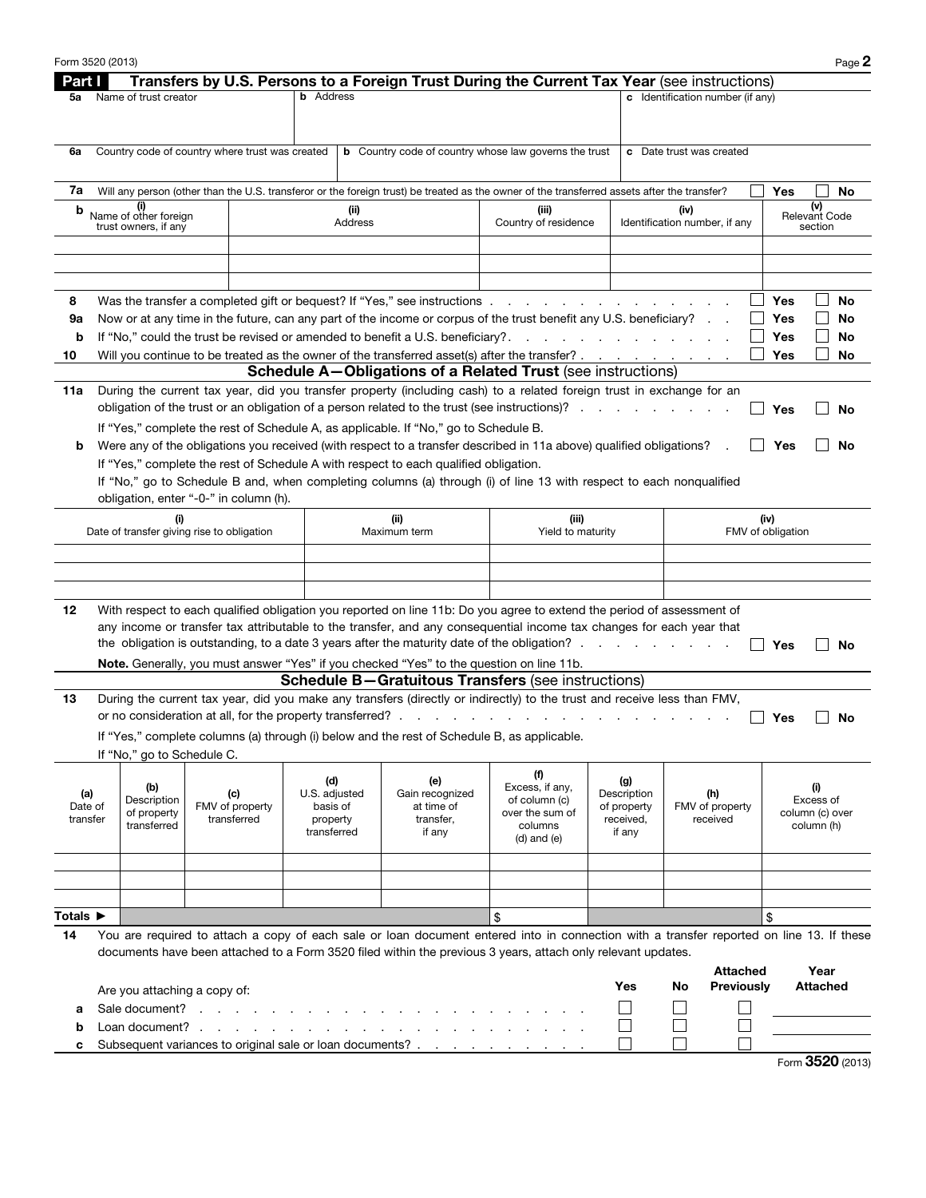## Part I Transfers by U.S. Persons to a Foreign Trust During the Current Tax Year (see instructions)

| 5a Name of trust creator | b Address | c Identification number (if any) |
|---|---|---|
| | | |

| 6a Country code of country where trust was created | b Country code of country whose law governs the trust | c Date trust was created |
|---|---|---|
| | | |

**7a** Will any person (other than the U.S. transferor or the foreign trust) be treated as the owner of the transferred assets after the transfer? ☐ Yes ☐ No

**b**

| (i) Name of other foreign trust owners, if any | (ii) Address | (iii) Country of residence | (iv) Identification number, if any | (v) Relevant Code section |
|---|---|---|---|---|
| | | | | |
| | | | | |
| | | | | |

**8** Was the transfer a completed gift or bequest? If "Yes," see instructions . . . ☐ Yes ☐ No

**9a** Now or at any time in the future, can any part of the income or corpus of the trust benefit any U.S. beneficiary? ☐ Yes ☐ No

**b** If "No," could the trust be revised or amended to benefit a U.S. beneficiary? . . . ☐ Yes ☐ No

**10** Will you continue to be treated as the owner of the transferred asset(s) after the transfer? . . . ☐ Yes ☐ No

### Schedule A—Obligations of a Related Trust (see instructions)

**11a** During the current tax year, did you transfer property (including cash) to a related foreign trust in exchange for an obligation of the trust or an obligation of a person related to the trust (see instructions)? . . . ☐ Yes ☐ No

If "Yes," complete the rest of Schedule A, as applicable. If "No," go to Schedule B.

**b** Were any of the obligations you received (with respect to a transfer described in 11a above) qualified obligations? ☐ Yes ☐ No

If "Yes," complete the rest of Schedule A with respect to each qualified obligation.

If "No," go to Schedule B and, when completing columns (a) through (i) of line 13 with respect to each nonqualified obligation, enter "-0-" in column (h).

| (i) Date of transfer giving rise to obligation | (ii) Maximum term | (iii) Yield to maturity | (iv) FMV of obligation |
|---|---|---|---|
| | | | |
| | | | |
| | | | |

**12** With respect to each qualified obligation you reported on line 11b: Do you agree to extend the period of assessment of any income or transfer tax attributable to the transfer, and any consequential income tax changes for each year that the obligation is outstanding, to a date 3 years after the maturity date of the obligation? . . . ☐ Yes ☐ No

**Note.** Generally, you must answer "Yes" if you checked "Yes" to the question on line 11b.

### Schedule B—Gratuitous Transfers (see instructions)

**13** During the current tax year, did you make any transfers (directly or indirectly) to the trust and receive less than FMV, or no consideration at all, for the property transferred? . . . ☐ Yes ☐ No

If "Yes," complete columns (a) through (i) below and the rest of Schedule B, as applicable.

If "No," go to Schedule C.

| (a) Date of transfer | (b) Description of property transferred | (c) FMV of property transferred | (d) U.S. adjusted basis of property transferred | (e) Gain recognized at time of transfer, if any | (f) Excess, if any, of column (c) over the sum of columns (d) and (e) | (g) Description of property received, if any | (h) FMV of property received | (i) Excess of column (c) over column (h) |
|---|---|---|---|---|---|---|---|---|
| | | | | | | | | |
| | | | | | | | | |
| | | | | | | | | |
| **Totals ►** | | | | | $ | | | $ |

**14** You are required to attach a copy of each sale or loan document entered into in connection with a transfer reported on line 13. If these documents have been attached to a Form 3520 filed within the previous 3 years, attach only relevant updates.

| Are you attaching a copy of: | Yes | No | Attached Previously | Year Attached |
|---|---|---|---|---|
| **a** Sale document? . . . | ☐ | ☐ | ☐ | |
| **b** Loan document? . . . | ☐ | ☐ | ☐ | |
| **c** Subsequent variances to original sale or loan documents? . . . | ☐ | ☐ | ☐ | |

Form **3520** (2013)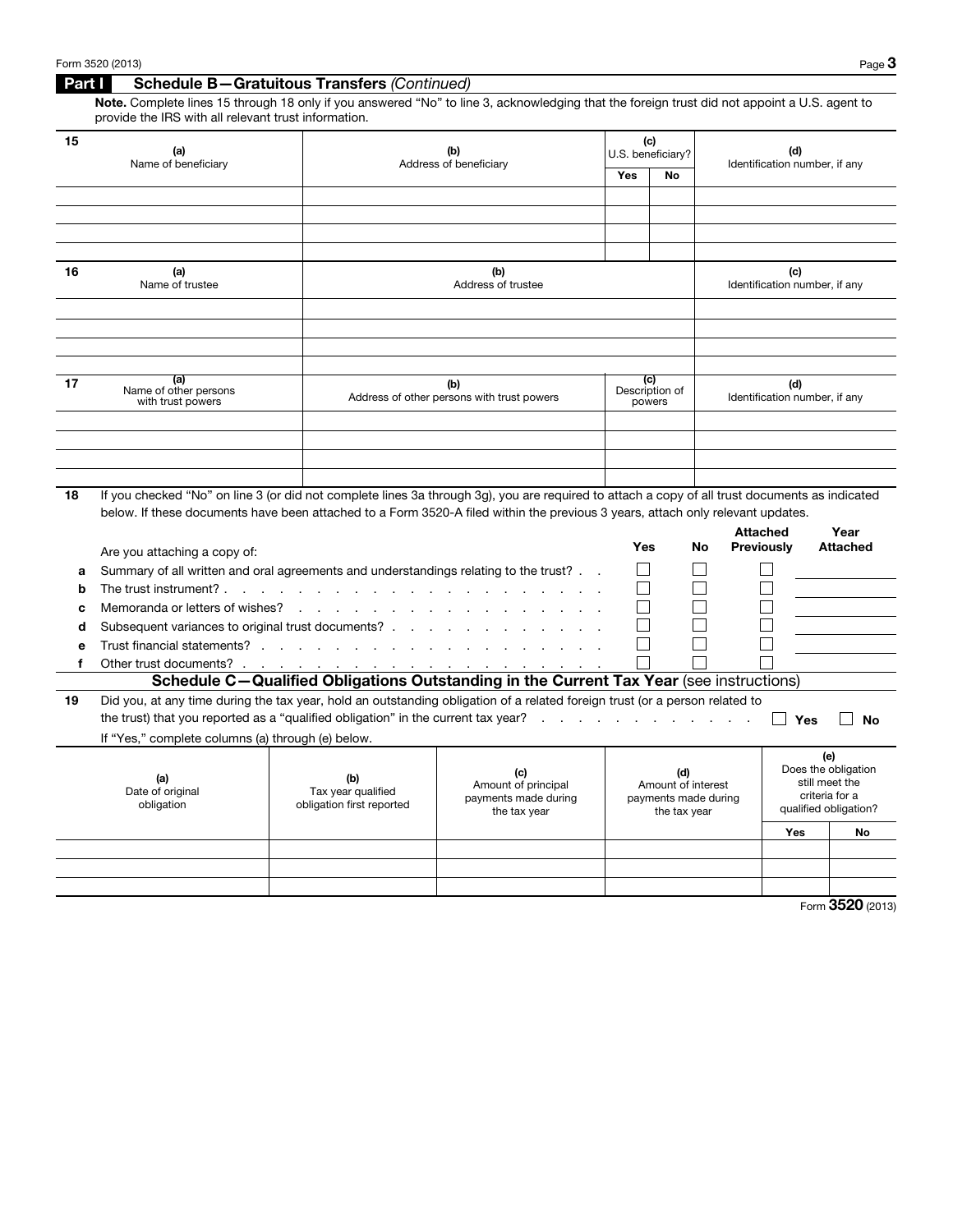## Part I Schedule B—Gratuitous Transfers *(Continued)*

**Note.** Complete lines 15 through 18 only if you answered "No" to line 3, acknowledging that the foreign trust did not appoint a U.S. agent to provide the IRS with all relevant trust information.

| 15 | (a) Name of beneficiary | (b) Address of beneficiary | (c) U.S. beneficiary? | | (d) Identification number, if any |
|---|---|---|---|---|---|
| | | | Yes | No | |
| | | | | | |
| | | | | | |
| | | | | | |
| | | | | | |

| 16 | (a) Name of trustee | (b) Address of trustee | (c) Identification number, if any |
|---|---|---|---|
| | | | |
| | | | |
| | | | |
| | | | |

| 17 | (a) Name of other persons with trust powers | (b) Address of other persons with trust powers | (c) Description of powers | (d) Identification number, if any |
|---|---|---|---|---|
| | | | | |
| | | | | |
| | | | | |
| | | | | |

**18** If you checked "No" on line 3 (or did not complete lines 3a through 3g), you are required to attach a copy of all trust documents as indicated below. If these documents have been attached to a Form 3520-A filed within the previous 3 years, attach only relevant updates.

| | Are you attaching a copy of: | Yes | No | Attached Previously | Year Attached |
|---|---|---|---|---|---|
| a | Summary of all written and oral agreements and understandings relating to the trust? | ☐ | ☐ | ☐ | |
| b | The trust instrument? | ☐ | ☐ | ☐ | |
| c | Memoranda or letters of wishes? | ☐ | ☐ | ☐ | |
| d | Subsequent variances to original trust documents? | ☐ | ☐ | ☐ | |
| e | Trust financial statements? | ☐ | ☐ | ☐ | |
| f | Other trust documents? | ☐ | ☐ | ☐ | |

## Schedule C—Qualified Obligations Outstanding in the Current Tax Year (see instructions)

**19** Did you, at any time during the tax year, hold an outstanding obligation of a related foreign trust (or a person related to the trust) that you reported as a "qualified obligation" in the current tax year? ☐ **Yes** ☐ **No**

If "Yes," complete columns (a) through (e) below.

| (a) Date of original obligation | (b) Tax year qualified obligation first reported | (c) Amount of principal payments made during the tax year | (d) Amount of interest payments made during the tax year | (e) Does the obligation still meet the criteria for a qualified obligation? | |
|---|---|---|---|---|---|
| | | | | Yes | No |
| | | | | | |
| | | | | | |
| | | | | | |

Form **3520** (2013)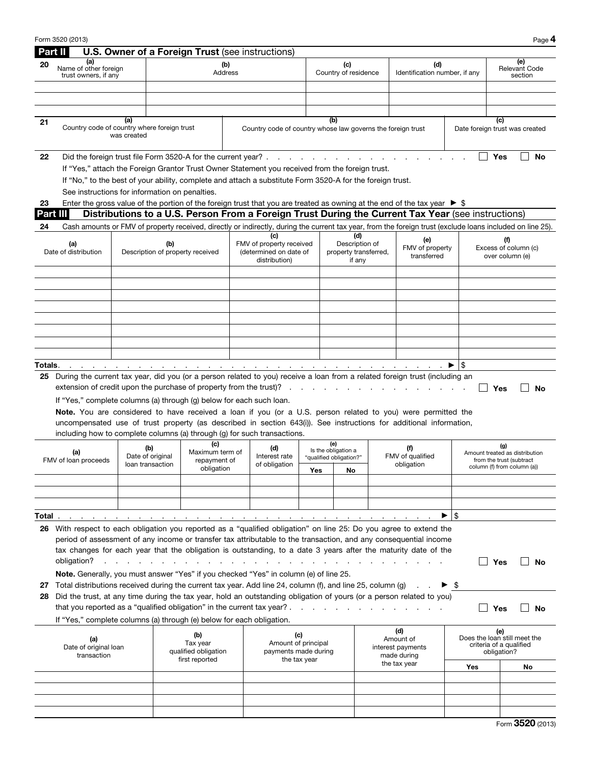## Part II U.S. Owner of a Foreign Trust (see instructions)

**20**

| (a) Name of other foreign trust owners, if any | (b) Address | (c) Country of residence | (d) Identification number, if any | (e) Relevant Code section |
|---|---|---|---|---|
| | | | | |
| | | | | |
| | | | | |

**21**

| (a) Country code of country where foreign trust was created | (b) Country code of country whose law governs the foreign trust | (c) Date foreign trust was created |
|---|---|---|
| | | |

**22** Did the foreign trust file Form 3520-A for the current year? . . . . . . . . . . . . . . . . . . ☐ Yes ☐ No

If "Yes," attach the Foreign Grantor Trust Owner Statement you received from the foreign trust.

If "No," to the best of your ability, complete and attach a substitute Form 3520-A for the foreign trust.

See instructions for information on penalties.

**23** Enter the gross value of the portion of the foreign trust that you are treated as owning at the end of the tax year ▶ $

## Part III Distributions to a U.S. Person From a Foreign Trust During the Current Tax Year (see instructions)

**24** Cash amounts or FMV of property received, directly or indirectly, during the current tax year, from the foreign trust (exclude loans included on line 25).

| (a) Date of distribution | (b) Description of property received | (c) FMV of property received (determined on date of distribution) | (d) Description of property transferred, if any | (e) FMV of property transferred | (f) Excess of column (c) over column (e) |
|---|---|---|---|---|---|
| | | | | | |
| | | | | | |
| | | | | | |
| | | | | | |
| | | | | | |
| | | | | | |
| | | | | | |
| | | | | | |
| **Totals.** . . . . . . . . . . . . . . . . . . . . . ▶ | | | | | $ |

**25** During the current tax year, did you (or a person related to you) receive a loan from a related foreign trust (including an extension of credit upon the purchase of property from the trust)? . . . . . . . . . . . . . . . . ☐ Yes ☐ No

If "Yes," complete columns (a) through (g) below for each such loan.

**Note.** You are considered to have received a loan if you (or a U.S. person related to you) were permitted the uncompensated use of trust property (as described in section 643(i)). See instructions for additional information, including how to complete columns (a) through (g) for such transactions.

| (a) FMV of loan proceeds | (b) Date of original loan transaction | (c) Maximum term of repayment of obligation | (d) Interest rate of obligation | (e) Is the obligation a "qualified obligation?" Yes | No | (f) FMV of qualified obligation | (g) Amount treated as distribution from the trust (subtract column (f) from column (a)) |
|---|---|---|---|---|---|---|---|
| | | | | | | | |
| | | | | | | | |
| | | | | | | | |
| **Total** . . . . . . . . . . . . . . . . . . . . . ▶ | | | | | | | $ |

**26** With respect to each obligation you reported as a "qualified obligation" on line 25: Do you agree to extend the period of assessment of any income or transfer tax attributable to the transaction, and any consequential income tax changes for each year that the obligation is outstanding, to a date 3 years after the maturity date of the obligation? . . . . . . . . . . . . . . . . . . . . . . ☐ Yes ☐ No

**Note.** Generally, you must answer "Yes" if you checked "Yes" in column (e) of line 25.

**27** Total distributions received during the current tax year. Add line 24, column (f), and line 25, column (g) . . . ▶ $

**28** Did the trust, at any time during the tax year, hold an outstanding obligation of yours (or a person related to you) that you reported as a "qualified obligation" in the current tax year? . . . . . . . . . . . . . . ☐ Yes ☐ No

If "Yes," complete columns (a) through (e) below for each obligation.

| (a) Date of original loan transaction | (b) Tax year qualified obligation first reported | (c) Amount of principal payments made during the tax year | (d) Amount of interest payments made during the tax year | (e) Does the loan still meet the criteria of a qualified obligation? Yes | No |
|---|---|---|---|---|---|
| | | | | | |
| | | | | | |
| | | | | | |
| | | | | | |

Form **3520** (2013)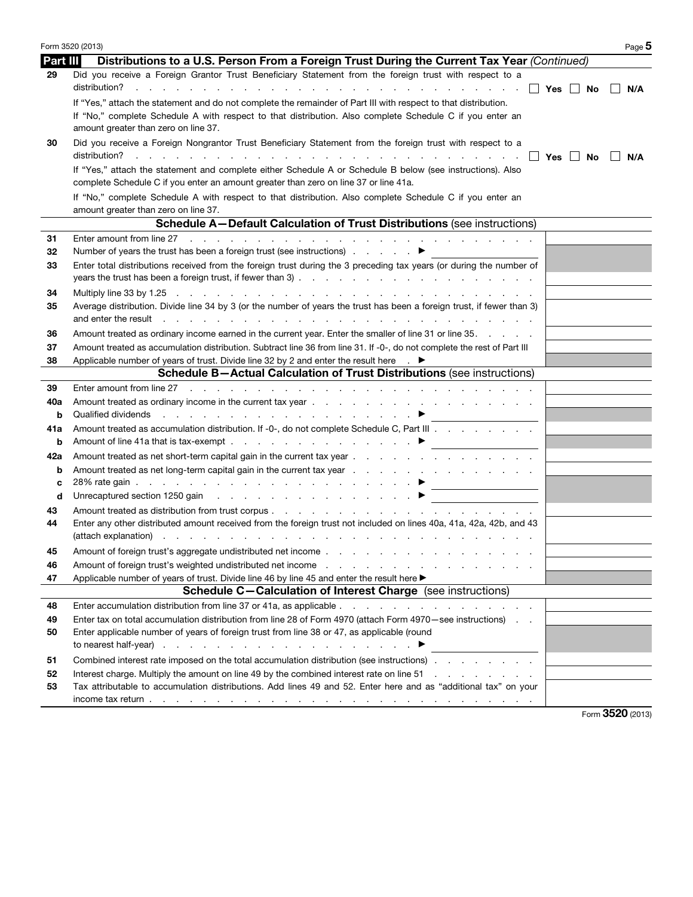## Part III Distributions to a U.S. Person From a Foreign Trust During the Current Tax Year *(Continued)*

**29** Did you receive a Foreign Grantor Trust Beneficiary Statement from the foreign trust with respect to a distribution? ☐ Yes ☐ No ☐ N/A

If "Yes," attach the statement and do not complete the remainder of Part III with respect to that distribution.

If "No," complete Schedule A with respect to that distribution. Also complete Schedule C if you enter an amount greater than zero on line 37.

**30** Did you receive a Foreign Nongrantor Trust Beneficiary Statement from the foreign trust with respect to a distribution? ☐ Yes ☐ No ☐ N/A

If "Yes," attach the statement and complete either Schedule A or Schedule B below (see instructions). Also complete Schedule C if you enter an amount greater than zero on line 37 or line 41a.

If "No," complete Schedule A with respect to that distribution. Also complete Schedule C if you enter an amount greater than zero on line 37.

### Schedule A—Default Calculation of Trust Distributions (see instructions)

| Line | Description | Amount |
|---|---|---|
| 31 | Enter amount from line 27 | |
| 32 | Number of years the trust has been a foreign trust (see instructions) ▶ | |
| 33 | Enter total distributions received from the foreign trust during the 3 preceding tax years (or during the number of years the trust has been a foreign trust, if fewer than 3) | |
| 34 | Multiply line 33 by 1.25 | |
| 35 | Average distribution. Divide line 34 by 3 (or the number of years the trust has been a foreign trust, if fewer than 3) and enter the result | |
| 36 | Amount treated as ordinary income earned in the current year. Enter the smaller of line 31 or line 35 | |
| 37 | Amount treated as accumulation distribution. Subtract line 36 from line 31. If -0-, do not complete the rest of Part III | |
| 38 | Applicable number of years of trust. Divide line 32 by 2 and enter the result here ▶ | |

### Schedule B—Actual Calculation of Trust Distributions (see instructions)

| Line | Description | Amount |
|---|---|---|
| 39 | Enter amount from line 27 | |
| 40a | Amount treated as ordinary income in the current tax year | |
| b | Qualified dividends ▶ | |
| 41a | Amount treated as accumulation distribution. If -0-, do not complete Schedule C, Part III | |
| b | Amount of line 41a that is tax-exempt ▶ | |
| 42a | Amount treated as net short-term capital gain in the current tax year | |
| b | Amount treated as net long-term capital gain in the current tax year | |
| c | 28% rate gain ▶ | |
| d | Unrecaptured section 1250 gain ▶ | |
| 43 | Amount treated as distribution from trust corpus | |
| 44 | Enter any other distributed amount received from the foreign trust not included on lines 40a, 41a, 42a, 42b, and 43 (attach explanation) | |
| 45 | Amount of foreign trust's aggregate undistributed net income | |
| 46 | Amount of foreign trust's weighted undistributed net income | |
| 47 | Applicable number of years of trust. Divide line 46 by line 45 and enter the result here ▶ | |

### Schedule C—Calculation of Interest Charge (see instructions)

| Line | Description | Amount |
|---|---|---|
| 48 | Enter accumulation distribution from line 37 or 41a, as applicable | |
| 49 | Enter tax on total accumulation distribution from line 28 of Form 4970 (attach Form 4970—see instructions) | |
| 50 | Enter applicable number of years of foreign trust from line 38 or 47, as applicable (round to nearest half-year) ▶ | |
| 51 | Combined interest rate imposed on the total accumulation distribution (see instructions) | |
| 52 | Interest charge. Multiply the amount on line 49 by the combined interest rate on line 51 | |
| 53 | Tax attributable to accumulation distributions. Add lines 49 and 52. Enter here and as "additional tax" on your income tax return | |

Form **3520** (2013)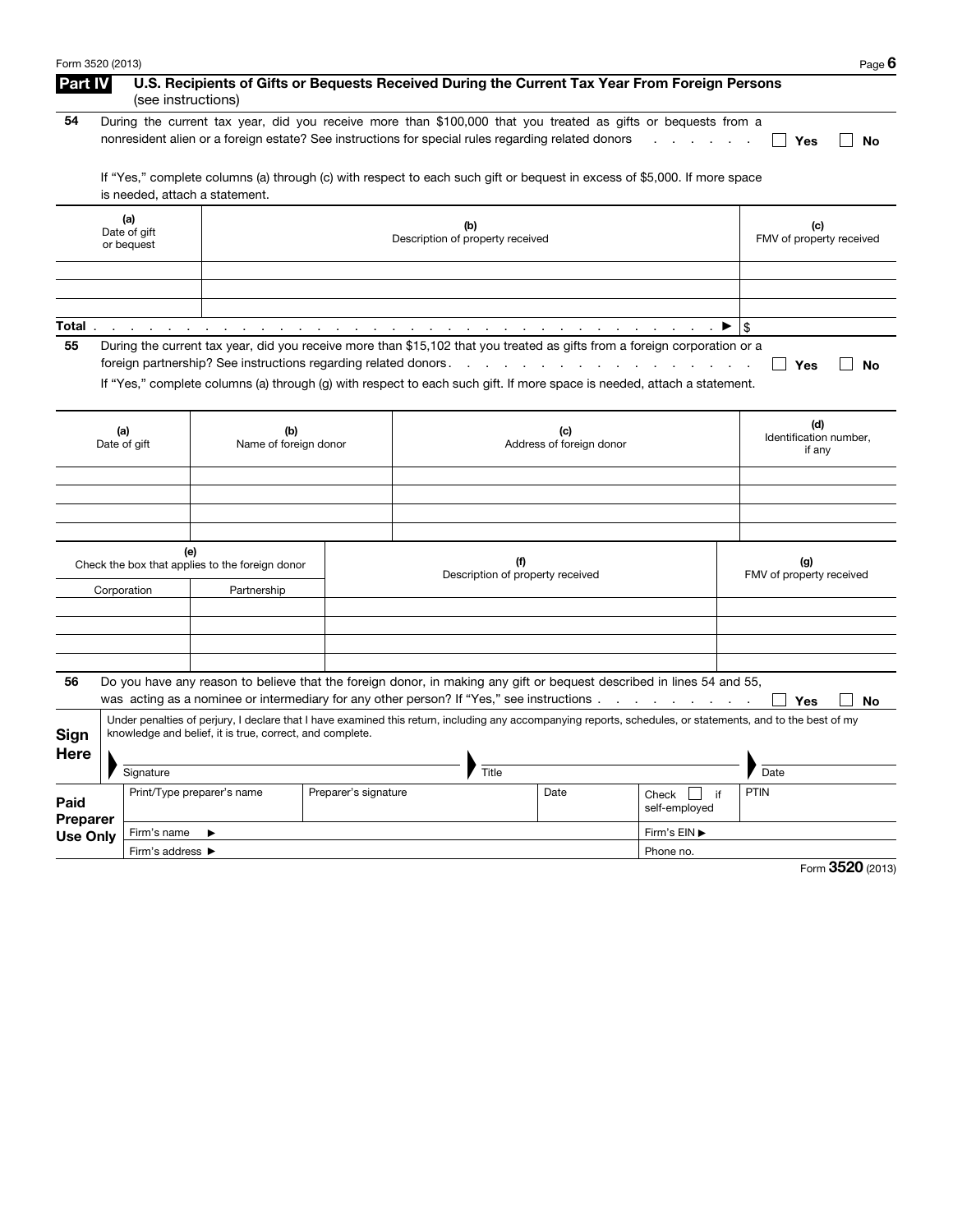## Part IV U.S. Recipients of Gifts or Bequests Received During the Current Tax Year From Foreign Persons (see instructions)

**54** During the current tax year, did you receive more than $100,000 that you treated as gifts or bequests from a nonresident alien or a foreign estate? See instructions for special rules regarding related donors . . . . . . . ☐ **Yes** ☐ **No**

If "Yes," complete columns (a) through (c) with respect to each such gift or bequest in excess of $5,000. If more space is needed, attach a statement.

| (a) Date of gift or bequest | (b) Description of property received | (c) FMV of property received |
|---|---|---|
| | | |
| | | |
| | | |
| **Total** . . . . . . . . . . . . . . . . . . . . . . . . . . . . . . . . ▶ | | $ |

**55** During the current tax year, did you receive more than $15,102 that you treated as gifts from a foreign corporation or a foreign partnership? See instructions regarding related donors . . . . . . . . . . . . . . . . . . ☐ **Yes** ☐ **No**

If "Yes," complete columns (a) through (g) with respect to each such gift. If more space is needed, attach a statement.

| (a) Date of gift | (b) Name of foreign donor | (c) Address of foreign donor | (d) Identification number, if any |
|---|---|---|---|
| | | | |
| | | | |
| | | | |
| | | | |

| (e) Check the box that applies to the foreign donor | | (f) Description of property received | (g) FMV of property received |
|---|---|---|---|
| Corporation | Partnership | | |
| | | | |
| | | | |
| | | | |
| | | | |

**56** Do you have any reason to believe that the foreign donor, in making any gift or bequest described in lines 54 and 55, was acting as a nominee or intermediary for any other person? If "Yes," see instructions . . . . . . . . . . ☐ **Yes** ☐ **No**

**Sign Here**

Under penalties of perjury, I declare that I have examined this return, including any accompanying reports, schedules, or statements, and to the best of my knowledge and belief, it is true, correct, and complete.

| Signature | Title | Date |
|---|---|---|
| | | |

**Paid Preparer Use Only**

| Print/Type preparer's name | Preparer's signature | Date | Check ☐ if self-employed | PTIN |
|---|---|---|---|---|
| | | | | |
| Firm's name ▶ | | | Firm's EIN ▶ | |
| Firm's address ▶ | | | Phone no. | |

Form **3520** (2013)